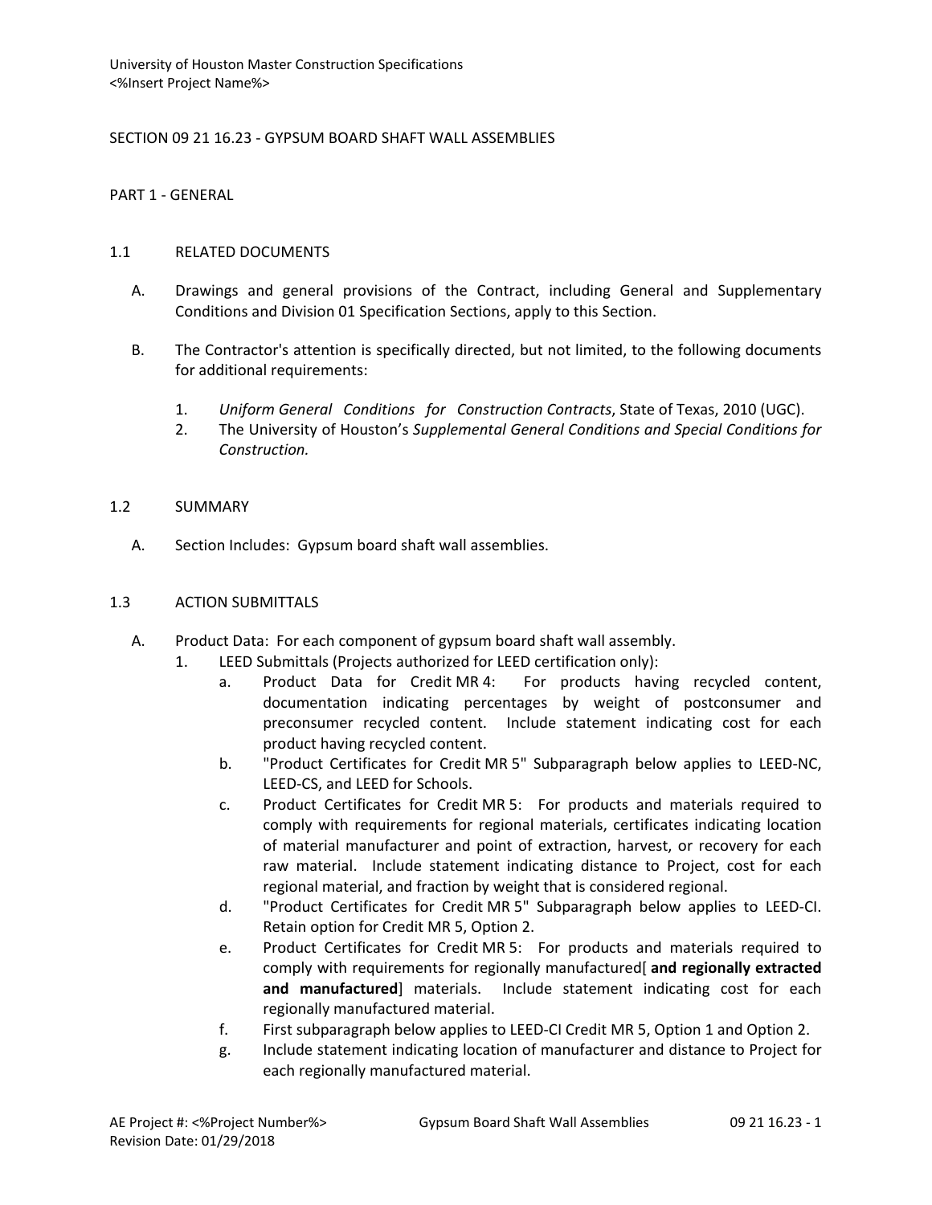University of Houston Master Construction Specifications
<%Insert Project Name%>

# SECTION 09 21 16.23 - GYPSUM BOARD SHAFT WALL ASSEMBLIES

## PART 1 - GENERAL

### 1.1 RELATED DOCUMENTS

A. Drawings and general provisions of the Contract, including General and Supplementary Conditions and Division 01 Specification Sections, apply to this Section.

B. The Contractor's attention is specifically directed, but not limited, to the following documents for additional requirements:

1. *Uniform General Conditions for Construction Contracts*, State of Texas, 2010 (UGC).
2. The University of Houston's *Supplemental General Conditions and Special Conditions for Construction.*

### 1.2 SUMMARY

A. Section Includes: Gypsum board shaft wall assemblies.

### 1.3 ACTION SUBMITTALS

A. Product Data: For each component of gypsum board shaft wall assembly.
   1. LEED Submittals (Projects authorized for LEED certification only):
      a. Product Data for Credit MR 4: For products having recycled content, documentation indicating percentages by weight of postconsumer and preconsumer recycled content. Include statement indicating cost for each product having recycled content.
      b. "Product Certificates for Credit MR 5" Subparagraph below applies to LEED-NC, LEED-CS, and LEED for Schools.
      c. Product Certificates for Credit MR 5: For products and materials required to comply with requirements for regional materials, certificates indicating location of material manufacturer and point of extraction, harvest, or recovery for each raw material. Include statement indicating distance to Project, cost for each regional material, and fraction by weight that is considered regional.
      d. "Product Certificates for Credit MR 5" Subparagraph below applies to LEED-CI. Retain option for Credit MR 5, Option 2.
      e. Product Certificates for Credit MR 5: For products and materials required to comply with requirements for regionally manufactured[ **and regionally extracted and manufactured**] materials. Include statement indicating cost for each regionally manufactured material.
      f. First subparagraph below applies to LEED-CI Credit MR 5, Option 1 and Option 2.
      g. Include statement indicating location of manufacturer and distance to Project for each regionally manufactured material.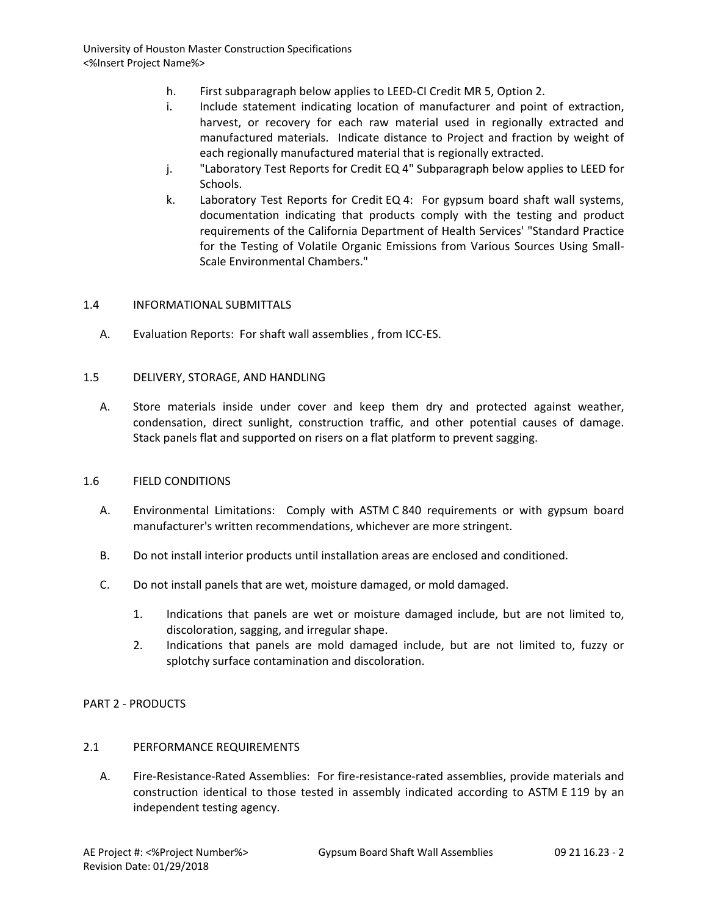h. First subparagraph below applies to LEED-CI Credit MR 5, Option 2.

i. Include statement indicating location of manufacturer and point of extraction, harvest, or recovery for each raw material used in regionally extracted and manufactured materials. Indicate distance to Project and fraction by weight of each regionally manufactured material that is regionally extracted.

j. "Laboratory Test Reports for Credit EQ 4" Subparagraph below applies to LEED for Schools.

k. Laboratory Test Reports for Credit EQ 4: For gypsum board shaft wall systems, documentation indicating that products comply with the testing and product requirements of the California Department of Health Services' "Standard Practice for the Testing of Volatile Organic Emissions from Various Sources Using Small-Scale Environmental Chambers."

## 1.4 INFORMATIONAL SUBMITTALS

A. Evaluation Reports: For shaft wall assemblies , from ICC-ES.

## 1.5 DELIVERY, STORAGE, AND HANDLING

A. Store materials inside under cover and keep them dry and protected against weather, condensation, direct sunlight, construction traffic, and other potential causes of damage. Stack panels flat and supported on risers on a flat platform to prevent sagging.

## 1.6 FIELD CONDITIONS

A. Environmental Limitations: Comply with ASTM C 840 requirements or with gypsum board manufacturer's written recommendations, whichever are more stringent.

B. Do not install interior products until installation areas are enclosed and conditioned.

C. Do not install panels that are wet, moisture damaged, or mold damaged.

1. Indications that panels are wet or moisture damaged include, but are not limited to, discoloration, sagging, and irregular shape.
2. Indications that panels are mold damaged include, but are not limited to, fuzzy or splotchy surface contamination and discoloration.

# PART 2 - PRODUCTS

## 2.1 PERFORMANCE REQUIREMENTS

A. Fire-Resistance-Rated Assemblies: For fire-resistance-rated assemblies, provide materials and construction identical to those tested in assembly indicated according to ASTM E 119 by an independent testing agency.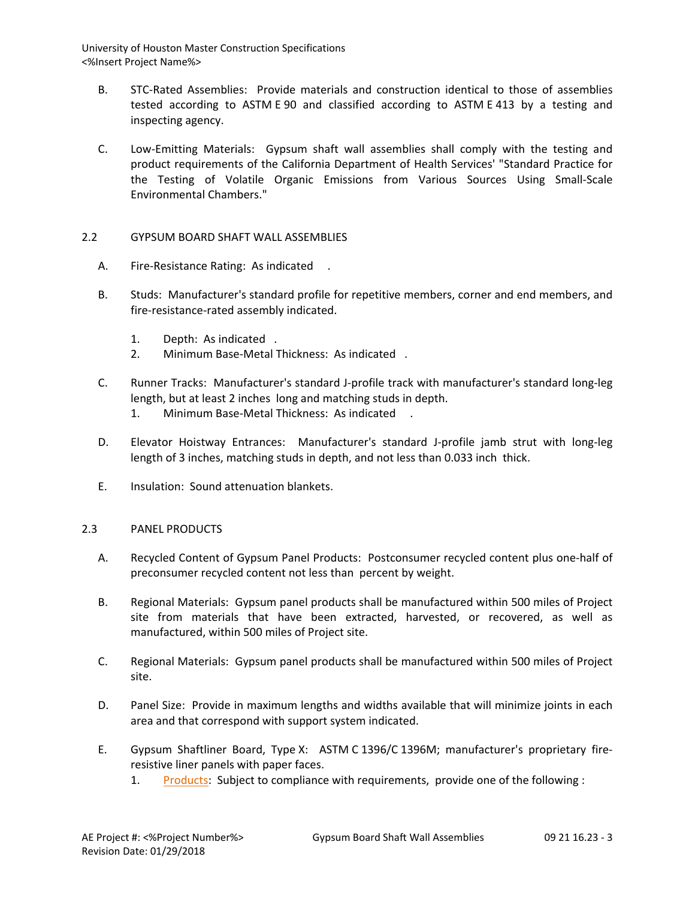B. STC-Rated Assemblies: Provide materials and construction identical to those of assemblies tested according to ASTM E 90 and classified according to ASTM E 413 by a testing and inspecting agency.

C. Low-Emitting Materials: Gypsum shaft wall assemblies shall comply with the testing and product requirements of the California Department of Health Services' "Standard Practice for the Testing of Volatile Organic Emissions from Various Sources Using Small-Scale Environmental Chambers."

## 2.2 GYPSUM BOARD SHAFT WALL ASSEMBLIES

A. Fire-Resistance Rating: As indicated .

B. Studs: Manufacturer's standard profile for repetitive members, corner and end members, and fire-resistance-rated assembly indicated.

1. Depth: As indicated .
2. Minimum Base-Metal Thickness: As indicated .

C. Runner Tracks: Manufacturer's standard J-profile track with manufacturer's standard long-leg length, but at least 2 inches long and matching studs in depth.

1. Minimum Base-Metal Thickness: As indicated .

D. Elevator Hoistway Entrances: Manufacturer's standard J-profile jamb strut with long-leg length of 3 inches, matching studs in depth, and not less than 0.033 inch thick.

E. Insulation: Sound attenuation blankets.

## 2.3 PANEL PRODUCTS

A. Recycled Content of Gypsum Panel Products: Postconsumer recycled content plus one-half of preconsumer recycled content not less than percent by weight.

B. Regional Materials: Gypsum panel products shall be manufactured within 500 miles of Project site from materials that have been extracted, harvested, or recovered, as well as manufactured, within 500 miles of Project site.

C. Regional Materials: Gypsum panel products shall be manufactured within 500 miles of Project site.

D. Panel Size: Provide in maximum lengths and widths available that will minimize joints in each area and that correspond with support system indicated.

E. Gypsum Shaftliner Board, Type X: ASTM C 1396/C 1396M; manufacturer's proprietary fire-resistive liner panels with paper faces.

1. Products: Subject to compliance with requirements, provide one of the following :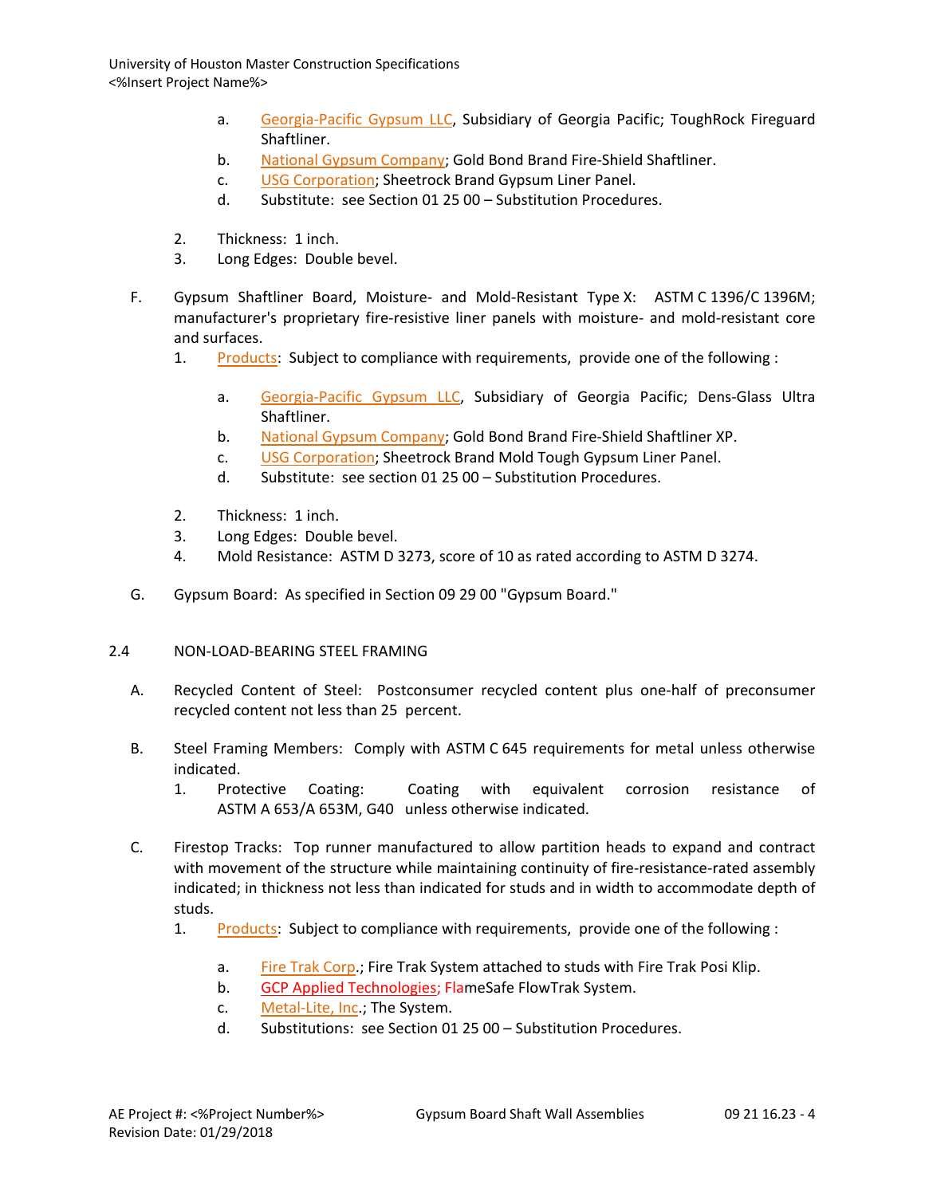a. Georgia-Pacific Gypsum LLC, Subsidiary of Georgia Pacific; ToughRock Fireguard Shaftliner.
b. National Gypsum Company; Gold Bond Brand Fire-Shield Shaftliner.
c. USG Corporation; Sheetrock Brand Gypsum Liner Panel.
d. Substitute: see Section 01 25 00 – Substitution Procedures.

2. Thickness: 1 inch.
3. Long Edges: Double bevel.

F. Gypsum Shaftliner Board, Moisture- and Mold-Resistant Type X: ASTM C 1396/C 1396M; manufacturer's proprietary fire-resistive liner panels with moisture- and mold-resistant core and surfaces.

1. Products: Subject to compliance with requirements, provide one of the following :

a. Georgia-Pacific Gypsum LLC, Subsidiary of Georgia Pacific; Dens-Glass Ultra Shaftliner.
b. National Gypsum Company; Gold Bond Brand Fire-Shield Shaftliner XP.
c. USG Corporation; Sheetrock Brand Mold Tough Gypsum Liner Panel.
d. Substitute: see section 01 25 00 – Substitution Procedures.

2. Thickness: 1 inch.
3. Long Edges: Double bevel.
4. Mold Resistance: ASTM D 3273, score of 10 as rated according to ASTM D 3274.

G. Gypsum Board: As specified in Section 09 29 00 "Gypsum Board."

## 2.4 NON-LOAD-BEARING STEEL FRAMING

A. Recycled Content of Steel: Postconsumer recycled content plus one-half of preconsumer recycled content not less than 25 percent.

B. Steel Framing Members: Comply with ASTM C 645 requirements for metal unless otherwise indicated.

1. Protective Coating: Coating with equivalent corrosion resistance of ASTM A 653/A 653M, G40 unless otherwise indicated.

C. Firestop Tracks: Top runner manufactured to allow partition heads to expand and contract with movement of the structure while maintaining continuity of fire-resistance-rated assembly indicated; in thickness not less than indicated for studs and in width to accommodate depth of studs.

1. Products: Subject to compliance with requirements, provide one of the following :

a. Fire Trak Corp.; Fire Trak System attached to studs with Fire Trak Posi Klip.
b. GCP Applied Technologies; FlameSafe FlowTrak System.
c. Metal-Lite, Inc.; The System.
d. Substitutions: see Section 01 25 00 – Substitution Procedures.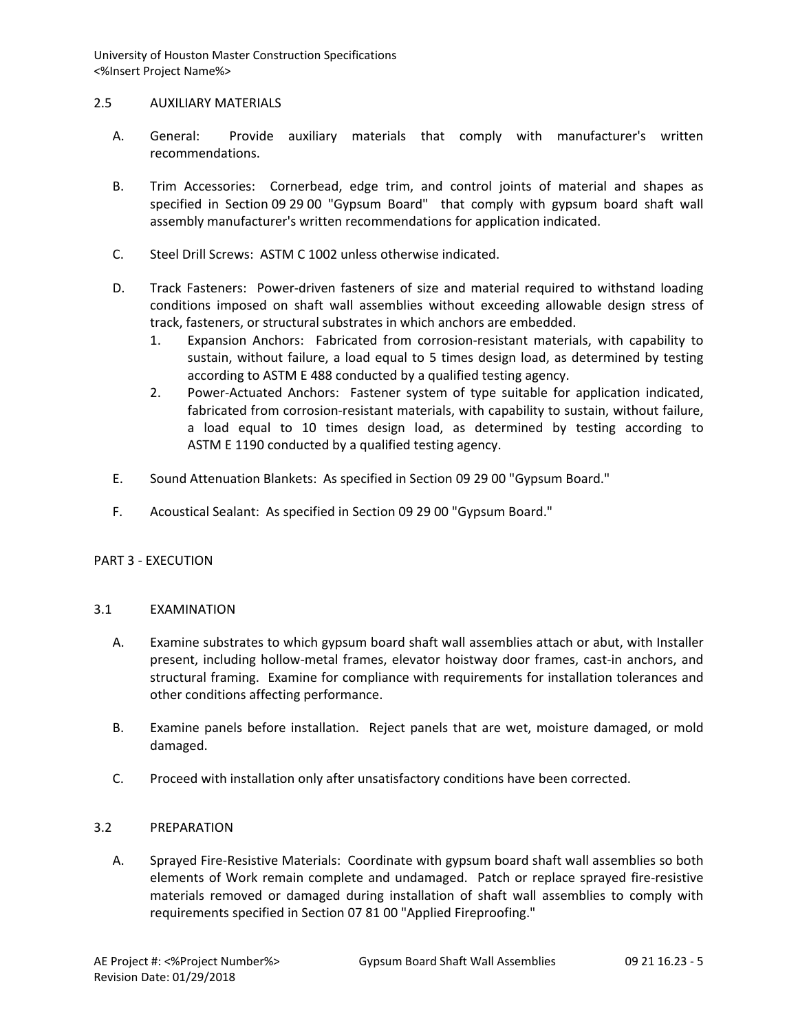## 2.5 AUXILIARY MATERIALS

A. General: Provide auxiliary materials that comply with manufacturer's written recommendations.

B. Trim Accessories: Cornerbead, edge trim, and control joints of material and shapes as specified in Section 09 29 00 "Gypsum Board" that comply with gypsum board shaft wall assembly manufacturer's written recommendations for application indicated.

C. Steel Drill Screws: ASTM C 1002 unless otherwise indicated.

D. Track Fasteners: Power-driven fasteners of size and material required to withstand loading conditions imposed on shaft wall assemblies without exceeding allowable design stress of track, fasteners, or structural substrates in which anchors are embedded.
   1. Expansion Anchors: Fabricated from corrosion-resistant materials, with capability to sustain, without failure, a load equal to 5 times design load, as determined by testing according to ASTM E 488 conducted by a qualified testing agency.
   2. Power-Actuated Anchors: Fastener system of type suitable for application indicated, fabricated from corrosion-resistant materials, with capability to sustain, without failure, a load equal to 10 times design load, as determined by testing according to ASTM E 1190 conducted by a qualified testing agency.

E. Sound Attenuation Blankets: As specified in Section 09 29 00 "Gypsum Board."

F. Acoustical Sealant: As specified in Section 09 29 00 "Gypsum Board."

# PART 3 - EXECUTION

## 3.1 EXAMINATION

A. Examine substrates to which gypsum board shaft wall assemblies attach or abut, with Installer present, including hollow-metal frames, elevator hoistway door frames, cast-in anchors, and structural framing. Examine for compliance with requirements for installation tolerances and other conditions affecting performance.

B. Examine panels before installation. Reject panels that are wet, moisture damaged, or mold damaged.

C. Proceed with installation only after unsatisfactory conditions have been corrected.

## 3.2 PREPARATION

A. Sprayed Fire-Resistive Materials: Coordinate with gypsum board shaft wall assemblies so both elements of Work remain complete and undamaged. Patch or replace sprayed fire-resistive materials removed or damaged during installation of shaft wall assemblies to comply with requirements specified in Section 07 81 00 "Applied Fireproofing."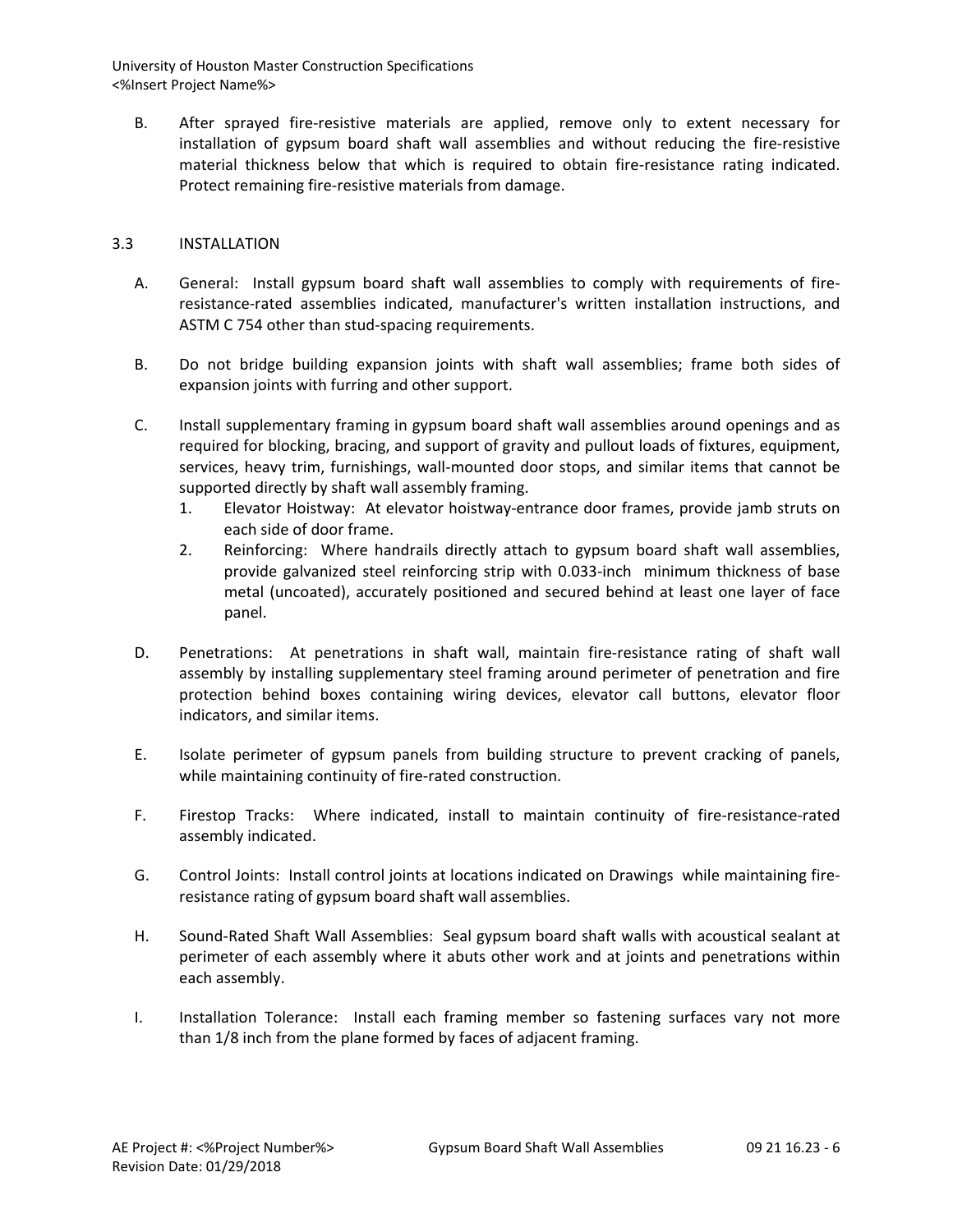B. After sprayed fire-resistive materials are applied, remove only to extent necessary for installation of gypsum board shaft wall assemblies and without reducing the fire-resistive material thickness below that which is required to obtain fire-resistance rating indicated. Protect remaining fire-resistive materials from damage.

## 3.3 INSTALLATION

A. General: Install gypsum board shaft wall assemblies to comply with requirements of fire-resistance-rated assemblies indicated, manufacturer's written installation instructions, and ASTM C 754 other than stud-spacing requirements.

B. Do not bridge building expansion joints with shaft wall assemblies; frame both sides of expansion joints with furring and other support.

C. Install supplementary framing in gypsum board shaft wall assemblies around openings and as required for blocking, bracing, and support of gravity and pullout loads of fixtures, equipment, services, heavy trim, furnishings, wall-mounted door stops, and similar items that cannot be supported directly by shaft wall assembly framing.
   1. Elevator Hoistway: At elevator hoistway-entrance door frames, provide jamb struts on each side of door frame.
   2. Reinforcing: Where handrails directly attach to gypsum board shaft wall assemblies, provide galvanized steel reinforcing strip with 0.033-inch minimum thickness of base metal (uncoated), accurately positioned and secured behind at least one layer of face panel.

D. Penetrations: At penetrations in shaft wall, maintain fire-resistance rating of shaft wall assembly by installing supplementary steel framing around perimeter of penetration and fire protection behind boxes containing wiring devices, elevator call buttons, elevator floor indicators, and similar items.

E. Isolate perimeter of gypsum panels from building structure to prevent cracking of panels, while maintaining continuity of fire-rated construction.

F. Firestop Tracks: Where indicated, install to maintain continuity of fire-resistance-rated assembly indicated.

G. Control Joints: Install control joints at locations indicated on Drawings while maintaining fire-resistance rating of gypsum board shaft wall assemblies.

H. Sound-Rated Shaft Wall Assemblies: Seal gypsum board shaft walls with acoustical sealant at perimeter of each assembly where it abuts other work and at joints and penetrations within each assembly.

I. Installation Tolerance: Install each framing member so fastening surfaces vary not more than 1/8 inch from the plane formed by faces of adjacent framing.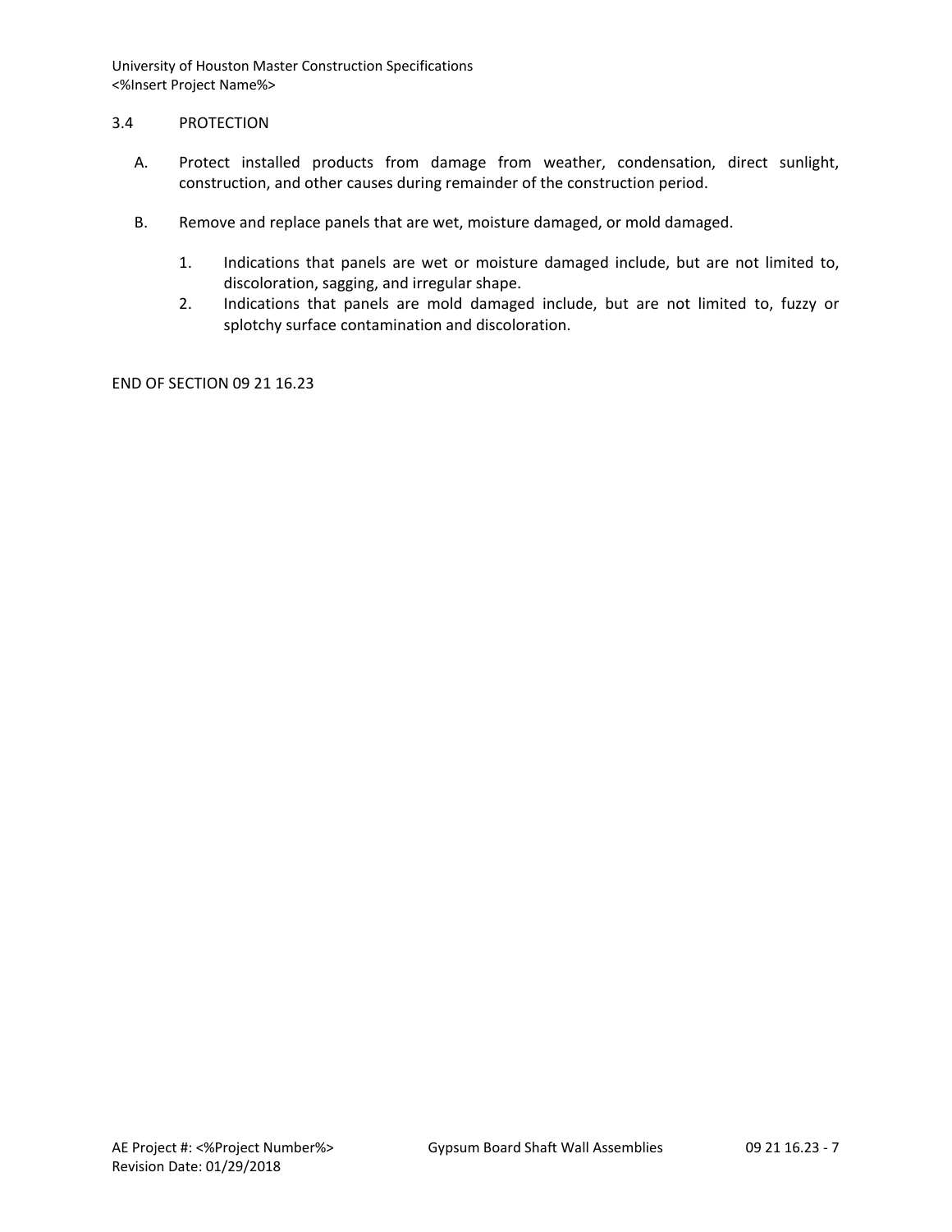### 3.4 PROTECTION

A. Protect installed products from damage from weather, condensation, direct sunlight, construction, and other causes during remainder of the construction period.

B. Remove and replace panels that are wet, moisture damaged, or mold damaged.

1. Indications that panels are wet or moisture damaged include, but are not limited to, discoloration, sagging, and irregular shape.
2. Indications that panels are mold damaged include, but are not limited to, fuzzy or splotchy surface contamination and discoloration.

END OF SECTION 09 21 16.23